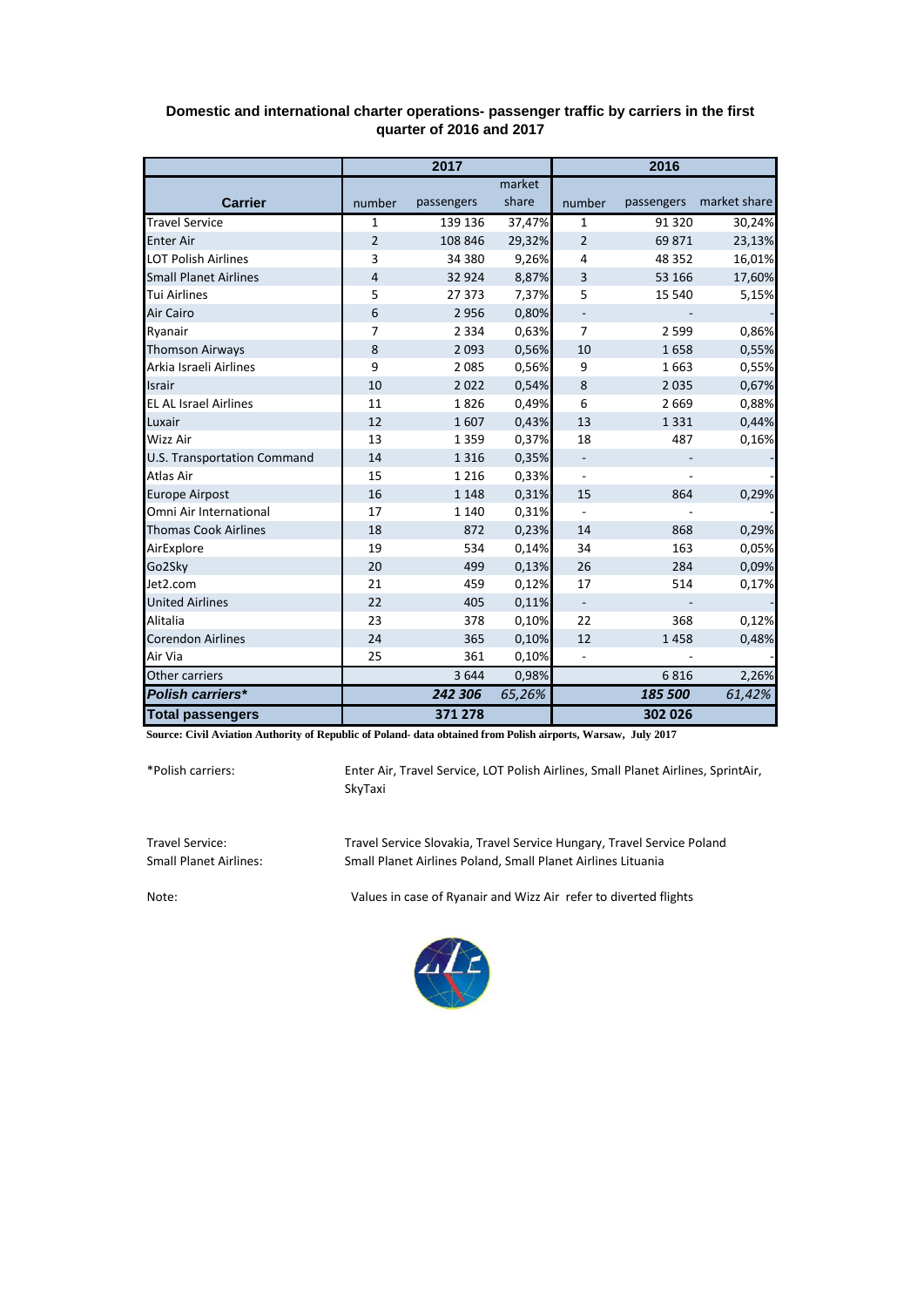### Domestic and international charter operations- passenger traffic by carriers in the first quarter of 2016 and 2017

| Carrier | 2017 | | | 2016 | | |
|---|---|---|---|---|---|---|
| | number | passengers | market share | number | passengers | market share |
| Travel Service | 1 | 139 136 | 37,47% | 1 | 91 320 | 30,24% |
| Enter Air | 2 | 108 846 | 29,32% | 2 | 69 871 | 23,13% |
| LOT Polish Airlines | 3 | 34 380 | 9,26% | 4 | 48 352 | 16,01% |
| Small Planet Airlines | 4 | 32 924 | 8,87% | 3 | 53 166 | 17,60% |
| Tui Airlines | 5 | 27 373 | 7,37% | 5 | 15 540 | 5,15% |
| Air Cairo | 6 | 2 956 | 0,80% | - | - | - |
| Ryanair | 7 | 2 334 | 0,63% | 7 | 2 599 | 0,86% |
| Thomson Airways | 8 | 2 093 | 0,56% | 10 | 1 658 | 0,55% |
| Arkia Israeli Airlines | 9 | 2 085 | 0,56% | 9 | 1 663 | 0,55% |
| Israir | 10 | 2 022 | 0,54% | 8 | 2 035 | 0,67% |
| EL AL Israel Airlines | 11 | 1 826 | 0,49% | 6 | 2 669 | 0,88% |
| Luxair | 12 | 1 607 | 0,43% | 13 | 1 331 | 0,44% |
| Wizz Air | 13 | 1 359 | 0,37% | 18 | 487 | 0,16% |
| U.S. Transportation Command | 14 | 1 316 | 0,35% | - | - | - |
| Atlas Air | 15 | 1 216 | 0,33% | - | - | - |
| Europe Airpost | 16 | 1 148 | 0,31% | 15 | 864 | 0,29% |
| Omni Air International | 17 | 1 140 | 0,31% | - | - | - |
| Thomas Cook Airlines | 18 | 872 | 0,23% | 14 | 868 | 0,29% |
| AirExplore | 19 | 534 | 0,14% | 34 | 163 | 0,05% |
| Go2Sky | 20 | 499 | 0,13% | 26 | 284 | 0,09% |
| Jet2.com | 21 | 459 | 0,12% | 17 | 514 | 0,17% |
| United Airlines | 22 | 405 | 0,11% | - | - | - |
| Alitalia | 23 | 378 | 0,10% | 22 | 368 | 0,12% |
| Corendon Airlines | 24 | 365 | 0,10% | 12 | 1 458 | 0,48% |
| Air Via | 25 | 361 | 0,10% | - | - | - |
| Other carriers | | 3 644 | 0,98% | | 6 816 | 2,26% |
| ***Polish carriers**** | | ***242 306*** | *65,26%* | | ***185 500*** | *61,42%* |
| **Total passengers** | | **371 278** | | | **302 026** | |

**Source: Civil Aviation Authority of Republic of Poland- data obtained from Polish airports, Warsaw, July 2017**

*Polish carriers: Enter Air, Travel Service, LOT Polish Airlines, Small Planet Airlines, SprintAir, SkyTaxi

Travel Service: Travel Service Slovakia, Travel Service Hungary, Travel Service Poland

Small Planet Airlines: Small Planet Airlines Poland, Small Planet Airlines Lituania

Note: Values in case of Ryanair and Wizz Air refer to diverted flights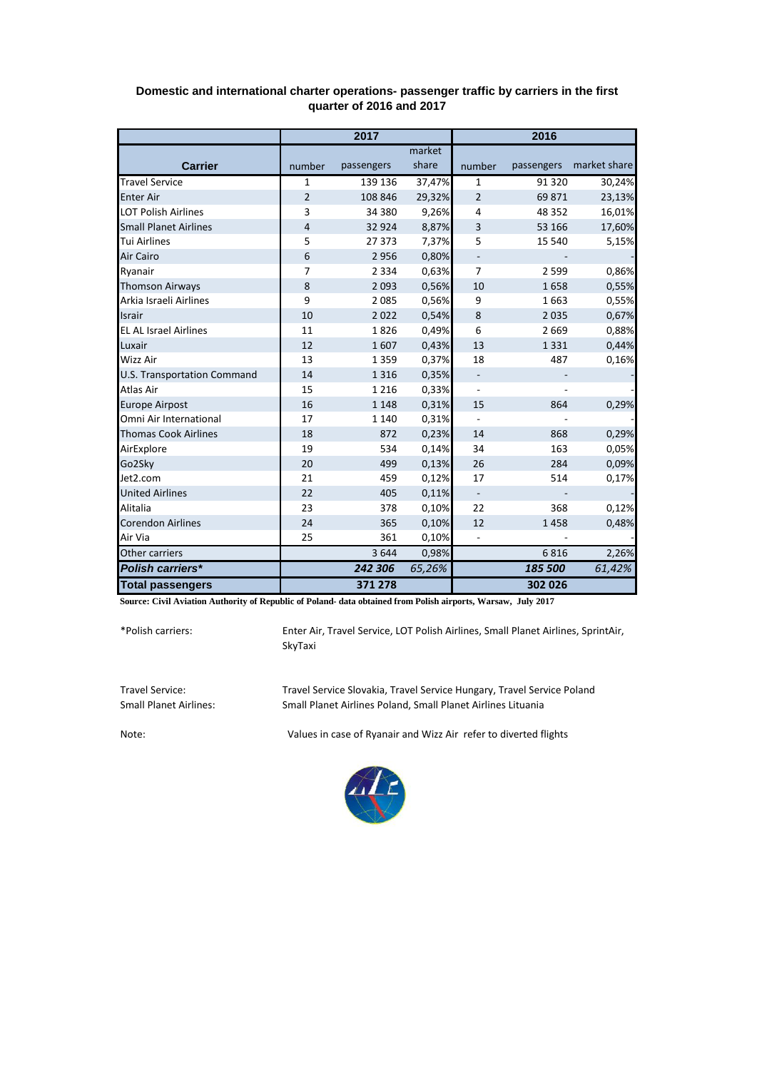**Domestic and international charter operations- passenger traffic by carriers in the first quarter of 2016 and 2017**

| Carrier | 2017 | | | 2016 | | |
|---|---|---|---|---|---|---|
| | number | passengers | market share | number | passengers | market share |
| Travel Service | 1 | 139 136 | 37,47% | 1 | 91 320 | 30,24% |
| Enter Air | 2 | 108 846 | 29,32% | 2 | 69 871 | 23,13% |
| LOT Polish Airlines | 3 | 34 380 | 9,26% | 4 | 48 352 | 16,01% |
| Small Planet Airlines | 4 | 32 924 | 8,87% | 3 | 53 166 | 17,60% |
| Tui Airlines | 5 | 27 373 | 7,37% | 5 | 15 540 | 5,15% |
| Air Cairo | 6 | 2 956 | 0,80% | - | - | - |
| Ryanair | 7 | 2 334 | 0,63% | 7 | 2 599 | 0,86% |
| Thomson Airways | 8 | 2 093 | 0,56% | 10 | 1 658 | 0,55% |
| Arkia Israeli Airlines | 9 | 2 085 | 0,56% | 9 | 1 663 | 0,55% |
| Israir | 10 | 2 022 | 0,54% | 8 | 2 035 | 0,67% |
| EL AL Israel Airlines | 11 | 1 826 | 0,49% | 6 | 2 669 | 0,88% |
| Luxair | 12 | 1 607 | 0,43% | 13 | 1 331 | 0,44% |
| Wizz Air | 13 | 1 359 | 0,37% | 18 | 487 | 0,16% |
| U.S. Transportation Command | 14 | 1 316 | 0,35% | - | - | - |
| Atlas Air | 15 | 1 216 | 0,33% | - | - | - |
| Europe Airpost | 16 | 1 148 | 0,31% | 15 | 864 | 0,29% |
| Omni Air International | 17 | 1 140 | 0,31% | - | - | - |
| Thomas Cook Airlines | 18 | 872 | 0,23% | 14 | 868 | 0,29% |
| AirExplore | 19 | 534 | 0,14% | 34 | 163 | 0,05% |
| Go2Sky | 20 | 499 | 0,13% | 26 | 284 | 0,09% |
| Jet2.com | 21 | 459 | 0,12% | 17 | 514 | 0,17% |
| United Airlines | 22 | 405 | 0,11% | - | - | - |
| Alitalia | 23 | 378 | 0,10% | 22 | 368 | 0,12% |
| Corendon Airlines | 24 | 365 | 0,10% | 12 | 1 458 | 0,48% |
| Air Via | 25 | 361 | 0,10% | - | - | - |
| Other carriers | | 3 644 | 0,98% | | 6 816 | 2,26% |
| ***Polish carriers**** | | ***242 306*** | *65,26%* | | ***185 500*** | *61,42%* |
| **Total passengers** | | **371 278** | | | **302 026** | |

**Source: Civil Aviation Authority of Republic of Poland- data obtained from Polish airports, Warsaw, July 2017**

*Polish carriers: Enter Air, Travel Service, LOT Polish Airlines, Small Planet Airlines, SprintAir, SkyTaxi

Travel Service: Travel Service Slovakia, Travel Service Hungary, Travel Service Poland

Small Planet Airlines: Small Planet Airlines Poland, Small Planet Airlines Lituania

Note: Values in case of Ryanair and Wizz Air refer to diverted flights